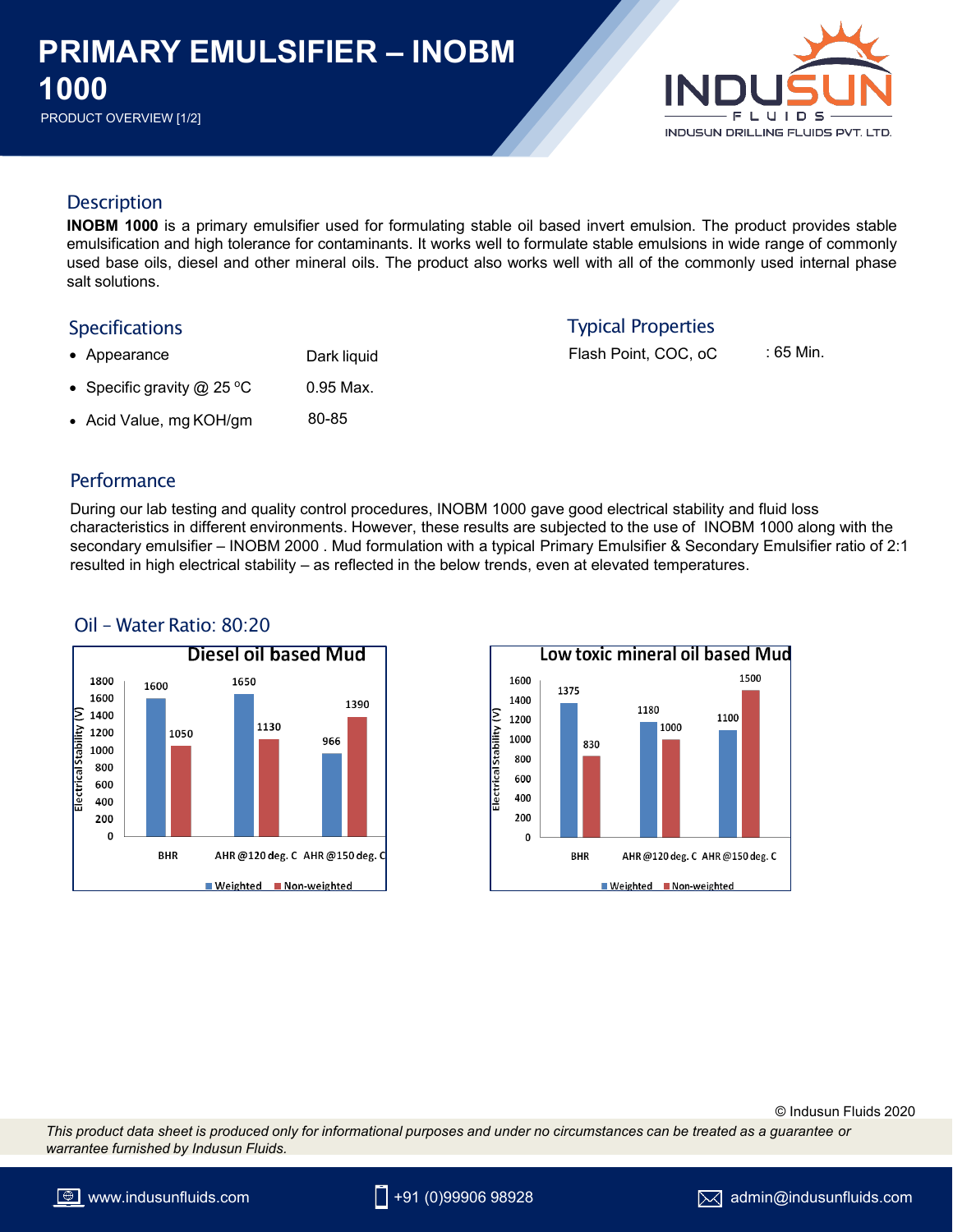# PRIMARY EMULSIFIER – INOBM 1000

PRODUCT OVERVIEW [1/2]

INDUSUN FLUIDS
INDUSUN DRILLING FLUIDS PVT. LTD.

## Description

**INOBM 1000** is a primary emulsifier used for formulating stable oil based invert emulsion. The product provides stable emulsification and high tolerance for contaminants. It works well to formulate stable emulsions in wide range of commonly used base oils, diesel and other mineral oils. The product also works well with all of the commonly used internal phase salt solutions.

## Specifications

- Appearance — Dark liquid
- Specific gravity @ 25 °C — 0.95 Max.
- Acid Value, mg KOH/gm — 80-85

## Typical Properties

Flash Point, COC, oC : 65 Min.

## Performance

During our lab testing and quality control procedures, INOBM 1000 gave good electrical stability and fluid loss characteristics in different environments. However, these results are subjected to the use of INOBM 1000 along with the secondary emulsifier – INOBM 2000 . Mud formulation with a typical Primary Emulsifier & Secondary Emulsifier ratio of 2:1 resulted in high electrical stability – as reflected in the below trends, even at elevated temperatures.

### Oil – Water Ratio: 80:20

**Diesel oil based Mud** — Electrical Stability (V)

| | Weighted | Non-weighted |
|---|---|---|
| BHR | 1600 | 1050 |
| AHR @120 deg. C | 1650 | 1130 |
| AHR @150 deg. C | 966 | 1390 |

**Low toxic mineral oil based Mud** — Electrical Stability (V)

| | Weighted | Non-weighted |
|---|---|---|
| BHR | 1375 | 830 |
| AHR @120 deg. C | 1180 | 1000 |
| AHR @150 deg. C | 1100 | 1500 |

© Indusun Fluids 2020

*This product data sheet is produced only for informational purposes and under no circumstances can be treated as a guarantee or warrantee furnished by Indusun Fluids.*

www.indusunfluids.com | +91 (0)99906 98928 | admin@indusunfluids.com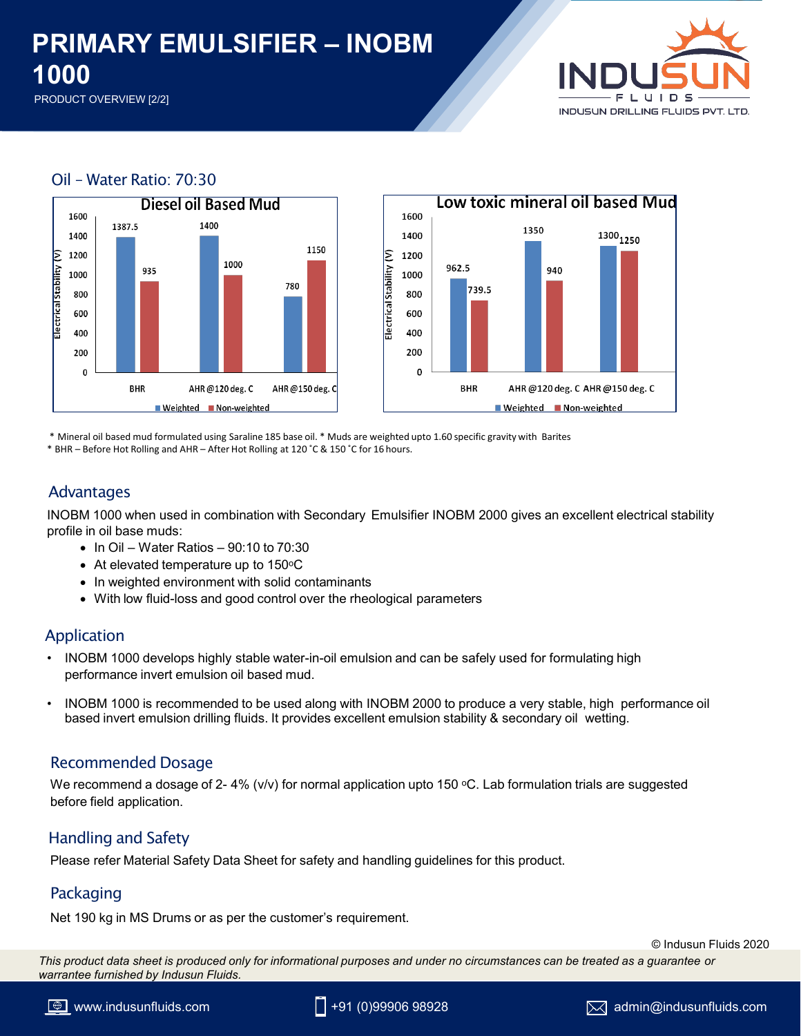# PRIMARY EMULSIFIER – INOBM 1000

PRODUCT OVERVIEW [2/2]

INDUSUN FLUIDS
INDUSUN DRILLING FLUIDS PVT. LTD.

## Oil – Water Ratio: 70:30

Diesel oil Based Mud

Electrical Stability (V)

1600
1400
1200
1000
800
600
400
200
0

1387.5
935
1400
1000
780
1150

BHR
AHR @120 deg. C
AHR @150 deg. C

Weighted
Non-weighted

Low toxic mineral oil based Mud

Electrical Stability (V)

1600
1400
1200
1000
800
600
400
200
0

962.5
739.5
1350
940
1300
1250

BHR
AHR @120 deg. C
AHR @150 deg. C

Weighted
Non-weighted

\* Mineral oil based mud formulated using Saraline 185 base oil. \* Muds are weighted upto 1.60 specific gravity with Barites
\* BHR – Before Hot Rolling and AHR – After Hot Rolling at 120 ˚C & 150 ˚C for 16 hours.

## Advantages

INOBM 1000 when used in combination with Secondary Emulsifier INOBM 2000 gives an excellent electrical stability profile in oil base muds:

- In Oil – Water Ratios – 90:10 to 70:30
- At elevated temperature up to 150°C
- In weighted environment with solid contaminants
- With low fluid-loss and good control over the rheological parameters

## Application

- INOBM 1000 develops highly stable water-in-oil emulsion and can be safely used for formulating high performance invert emulsion oil based mud.
- INOBM 1000 is recommended to be used along with INOBM 2000 to produce a very stable, high performance oil based invert emulsion drilling fluids. It provides excellent emulsion stability & secondary oil wetting.

## Recommended Dosage

We recommend a dosage of 2- 4% (v/v) for normal application upto 150 °C. Lab formulation trials are suggested before field application.

## Handling and Safety

Please refer Material Safety Data Sheet for safety and handling guidelines for this product.

## Packaging

Net 190 kg in MS Drums or as per the customer's requirement.

© Indusun Fluids 2020

*This product data sheet is produced only for informational purposes and under no circumstances can be treated as a guarantee or warrantee furnished by Indusun Fluids.*

www.indusunfluids.com
+91 (0)99906 98928
admin@indusunfluids.com